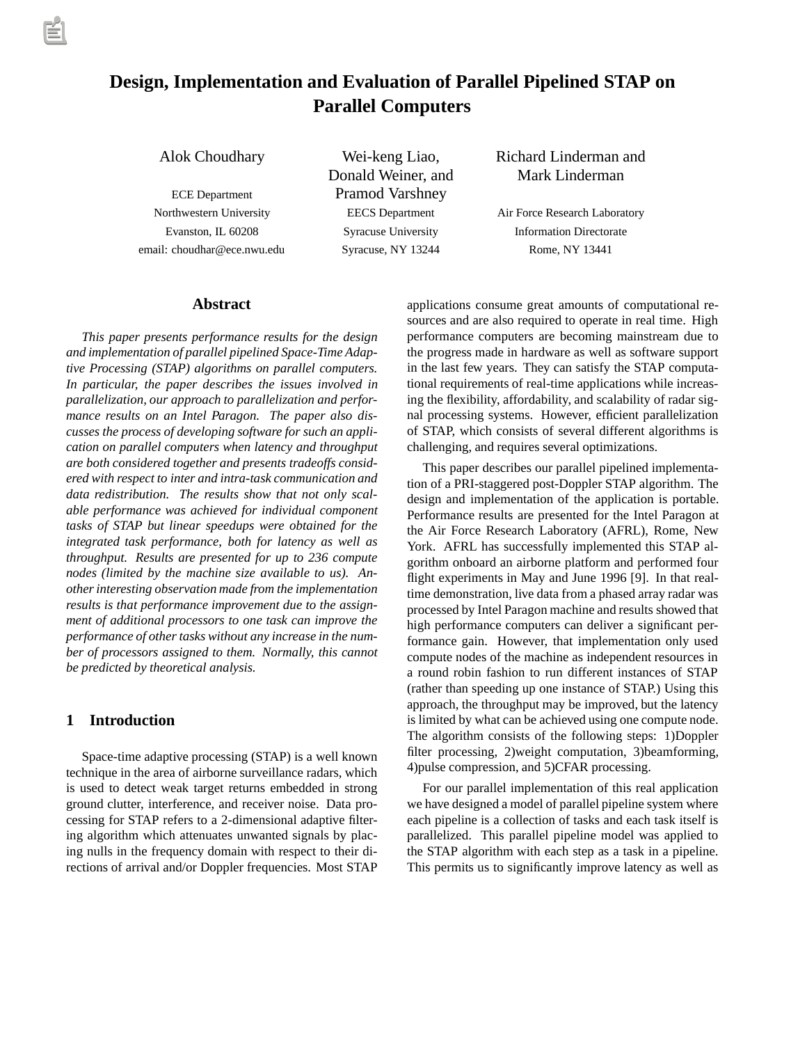# Design, Implementation and Evaluation of Parallel Pipelined STAP on Parallel Computers

Alok Choudhary
ECE Department
Northwestern University
Evanston, IL 60208
email: choudhar@ece.nwu.edu

Wei-keng Liao, Donald Weiner, and Pramod Varshney
EECS Department
Syracuse University
Syracuse, NY 13244

Richard Linderman and Mark Linderman
Air Force Research Laboratory
Information Directorate
Rome, NY 13441

## Abstract

*This paper presents performance results for the design and implementation of parallel pipelined Space-Time Adaptive Processing (STAP) algorithms on parallel computers. In particular, the paper describes the issues involved in parallelization, our approach to parallelization and performance results on an Intel Paragon. The paper also discusses the process of developing software for such an application on parallel computers when latency and throughput are both considered together and presents tradeoffs considered with respect to inter and intra-task communication and data redistribution. The results show that not only scalable performance was achieved for individual component tasks of STAP but linear speedups were obtained for the integrated task performance, both for latency as well as throughput. Results are presented for up to 236 compute nodes (limited by the machine size available to us). Another interesting observation made from the implementation results is that performance improvement due to the assignment of additional processors to one task can improve the performance of other tasks without any increase in the number of processors assigned to them. Normally, this cannot be predicted by theoretical analysis.*

## 1 Introduction

Space-time adaptive processing (STAP) is a well known technique in the area of airborne surveillance radars, which is used to detect weak target returns embedded in strong ground clutter, interference, and receiver noise. Data processing for STAP refers to a 2-dimensional adaptive filtering algorithm which attenuates unwanted signals by placing nulls in the frequency domain with respect to their directions of arrival and/or Doppler frequencies. Most STAP applications consume great amounts of computational resources and are also required to operate in real time. High performance computers are becoming mainstream due to the progress made in hardware as well as software support in the last few years. They can satisfy the STAP computational requirements of real-time applications while increasing the flexibility, affordability, and scalability of radar signal processing systems. However, efficient parallelization of STAP, which consists of several different algorithms is challenging, and requires several optimizations.

This paper describes our parallel pipelined implementation of a PRI-staggered post-Doppler STAP algorithm. The design and implementation of the application is portable. Performance results are presented for the Intel Paragon at the Air Force Research Laboratory (AFRL), Rome, New York. AFRL has successfully implemented this STAP algorithm onboard an airborne platform and performed four flight experiments in May and June 1996 [9]. In that real-time demonstration, live data from a phased array radar was processed by Intel Paragon machine and results showed that high performance computers can deliver a significant performance gain. However, that implementation only used compute nodes of the machine as independent resources in a round robin fashion to run different instances of STAP (rather than speeding up one instance of STAP.) Using this approach, the throughput may be improved, but the latency is limited by what can be achieved using one compute node. The algorithm consists of the following steps: 1)Doppler filter processing, 2)weight computation, 3)beamforming, 4)pulse compression, and 5)CFAR processing.

For our parallel implementation of this real application we have designed a model of parallel pipeline system where each pipeline is a collection of tasks and each task itself is parallelized. This parallel pipeline model was applied to the STAP algorithm with each step as a task in a pipeline. This permits us to significantly improve latency as well as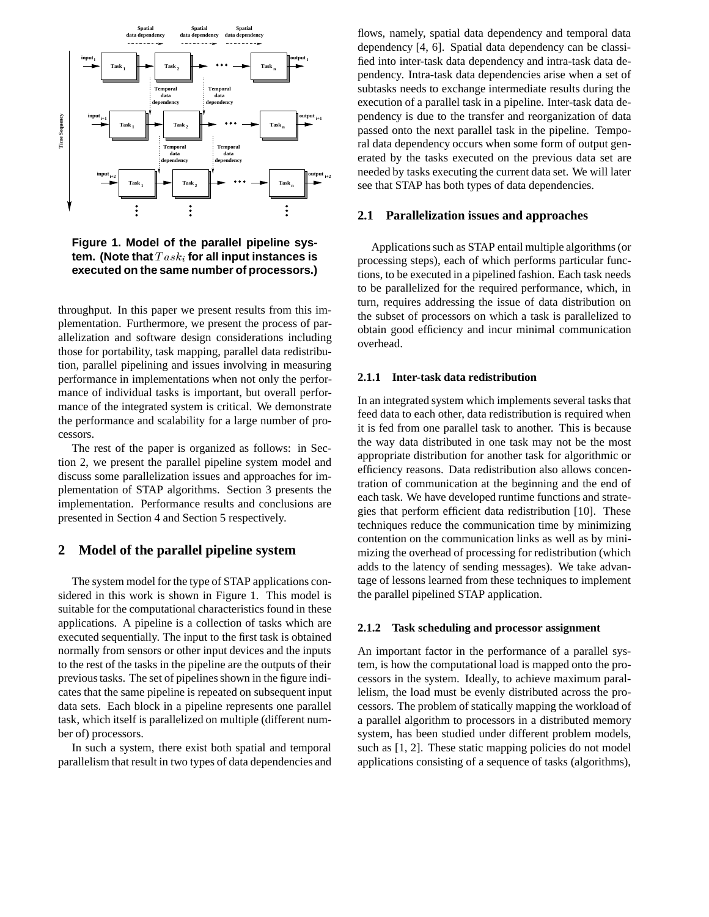Spatial data dependency

Spatial data dependency

Spatial data dependency

input $_i$

Task $_1$

Task $_2$

Task $_n$

output $_i$

Temporal data dependency

Temporal data dependency

input $_{i+1}$

Task $_1$

Task $_2$

Task $_n$

output $_{i+1}$

Temporal data dependency

Temporal data dependency

input $_{i+2}$

Task $_1$

Task $_2$

Task $_n$

output $_{i+2}$

Time Sequency

**Figure 1. Model of the parallel pipeline system. (Note that $Task_i$ for all input instances is executed on the same number of processors.)**

throughput. In this paper we present results from this implementation. Furthermore, we present the process of parallelization and software design considerations including those for portability, task mapping, parallel data redistribution, parallel pipelining and issues involving in measuring performance in implementations when not only the performance of individual tasks is important, but overall performance of the integrated system is critical. We demonstrate the performance and scalability for a large number of processors.

The rest of the paper is organized as follows: in Section 2, we present the parallel pipeline system model and discuss some parallelization issues and approaches for implementation of STAP algorithms. Section 3 presents the implementation. Performance results and conclusions are presented in Section 4 and Section 5 respectively.

## 2 Model of the parallel pipeline system

The system model for the type of STAP applications considered in this work is shown in Figure 1. This model is suitable for the computational characteristics found in these applications. A pipeline is a collection of tasks which are executed sequentially. The input to the first task is obtained normally from sensors or other input devices and the inputs to the rest of the tasks in the pipeline are the outputs of their previous tasks. The set of pipelines shown in the figure indicates that the same pipeline is repeated on subsequent input data sets. Each block in a pipeline represents one parallel task, which itself is parallelized on multiple (different number of) processors.

In such a system, there exist both spatial and temporal parallelism that result in two types of data dependencies and flows, namely, spatial data dependency and temporal data dependency [4, 6]. Spatial data dependency can be classified into inter-task data dependency and intra-task data dependency. Intra-task data dependencies arise when a set of subtasks needs to exchange intermediate results during the execution of a parallel task in a pipeline. Inter-task data dependency is due to the transfer and reorganization of data passed onto the next parallel task in the pipeline. Temporal data dependency occurs when some form of output generated by the tasks executed on the previous data set are needed by tasks executing the current data set. We will later see that STAP has both types of data dependencies.

### 2.1 Parallelization issues and approaches

Applications such as STAP entail multiple algorithms (or processing steps), each of which performs particular functions, to be executed in a pipelined fashion. Each task needs to be parallelized for the required performance, which, in turn, requires addressing the issue of data distribution on the subset of processors on which a task is parallelized to obtain good efficiency and incur minimal communication overhead.

#### 2.1.1 Inter-task data redistribution

In an integrated system which implements several tasks that feed data to each other, data redistribution is required when it is fed from one parallel task to another. This is because the way data distributed in one task may not be the most appropriate distribution for another task for algorithmic or efficiency reasons. Data redistribution also allows concentration of communication at the beginning and the end of each task. We have developed runtime functions and strategies that perform efficient data redistribution [10]. These techniques reduce the communication time by minimizing contention on the communication links as well as by minimizing the overhead of processing for redistribution (which adds to the latency of sending messages). We take advantage of lessons learned from these techniques to implement the parallel pipelined STAP application.

#### 2.1.2 Task scheduling and processor assignment

An important factor in the performance of a parallel system, is how the computational load is mapped onto the processors in the system. Ideally, to achieve maximum parallelism, the load must be evenly distributed across the processors. The problem of statically mapping the workload of a parallel algorithm to processors in a distributed memory system, has been studied under different problem models, such as [1, 2]. These static mapping policies do not model applications consisting of a sequence of tasks (algorithms),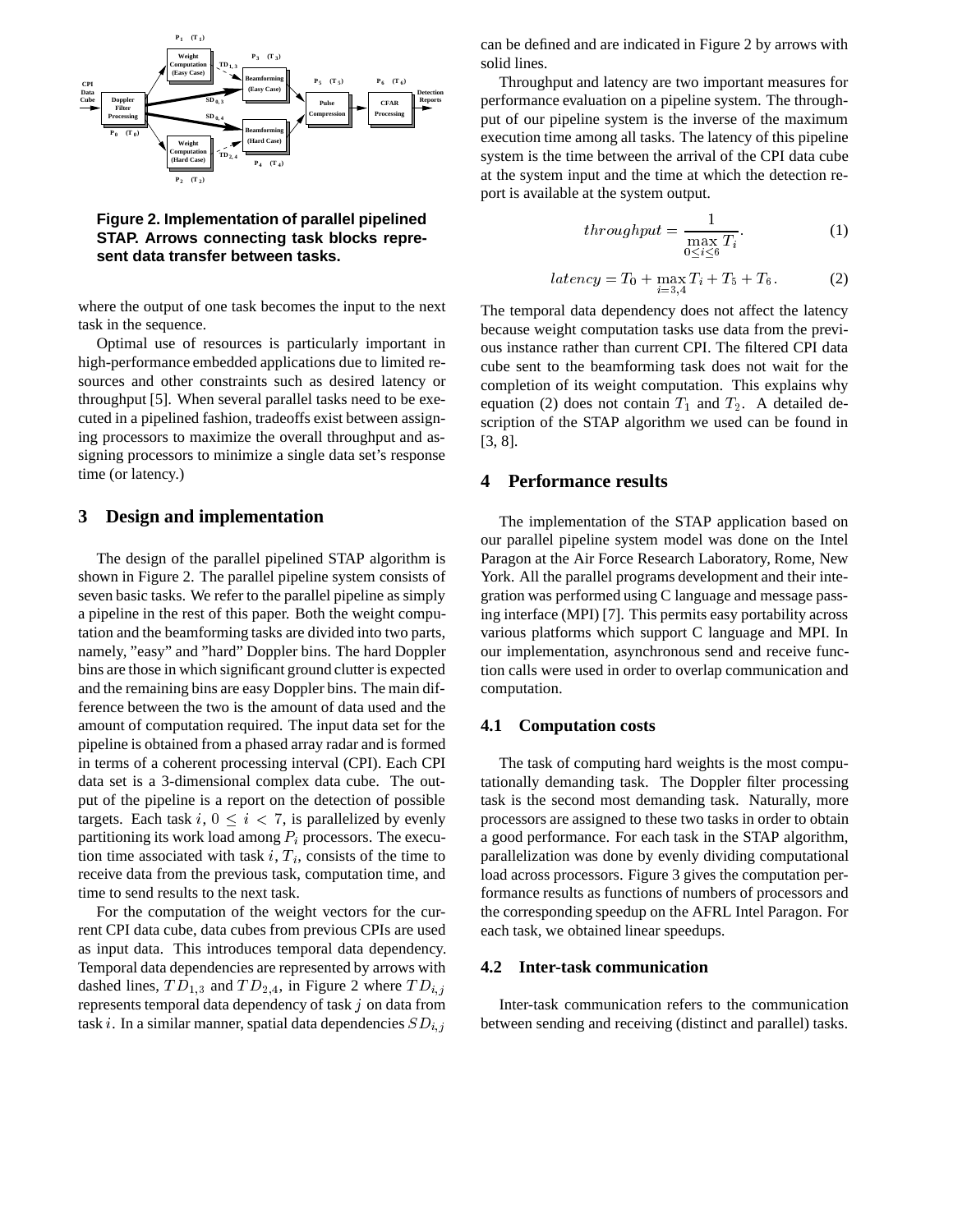Figure 2. Implementation of parallel pipelined STAP. Arrows connecting task blocks represent data transfer between tasks.

where the output of one task becomes the input to the next task in the sequence.

Optimal use of resources is particularly important in high-performance embedded applications due to limited resources and other constraints such as desired latency or throughput [5]. When several parallel tasks need to be executed in a pipelined fashion, tradeoffs exist between assigning processors to maximize the overall throughput and assigning processors to minimize a single data set's response time (or latency.)

## 3 Design and implementation

The design of the parallel pipelined STAP algorithm is shown in Figure 2. The parallel pipeline system consists of seven basic tasks. We refer to the parallel pipeline as simply a pipeline in the rest of this paper. Both the weight computation and the beamforming tasks are divided into two parts, namely, "easy" and "hard" Doppler bins. The hard Doppler bins are those in which significant ground clutter is expected and the remaining bins are easy Doppler bins. The main difference between the two is the amount of data used and the amount of computation required. The input data set for the pipeline is obtained from a phased array radar and is formed in terms of a coherent processing interval (CPI). Each CPI data set is a 3-dimensional complex data cube. The output of the pipeline is a report on the detection of possible targets. Each task $i$, $0 \leq i < 7$, is parallelized by evenly partitioning its work load among $P_i$ processors. The execution time associated with task $i$, $T_i$, consists of the time to receive data from the previous task, computation time, and time to send results to the next task.

For the computation of the weight vectors for the current CPI data cube, data cubes from previous CPIs are used as input data. This introduces temporal data dependency. Temporal data dependencies are represented by arrows with dashed lines, $TD_{1,3}$ and $TD_{2,4}$, in Figure 2 where $TD_{i,j}$ represents temporal data dependency of task $j$ on data from task $i$. In a similar manner, spatial data dependencies $SD_{i,j}$ can be defined and are indicated in Figure 2 by arrows with solid lines.

Throughput and latency are two important measures for performance evaluation on a pipeline system. The throughput of our pipeline system is the inverse of the maximum execution time among all tasks. The latency of this pipeline system is the time between the arrival of the CPI data cube at the system input and the time at which the detection report is available at the system output.

$$throughput = \frac{1}{\max\limits_{0 \leq i \leq 6} T_i}. \quad (1)$$

$$latency = T_0 + \max_{i=3,4} T_i + T_5 + T_6. \quad (2)$$

The temporal data dependency does not affect the latency because weight computation tasks use data from the previous instance rather than current CPI. The filtered CPI data cube sent to the beamforming task does not wait for the completion of its weight computation. This explains why equation (2) does not contain $T_1$ and $T_2$. A detailed description of the STAP algorithm we used can be found in [3, 8].

## 4 Performance results

The implementation of the STAP application based on our parallel pipeline system model was done on the Intel Paragon at the Air Force Research Laboratory, Rome, New York. All the parallel programs development and their integration was performed using C language and message passing interface (MPI) [7]. This permits easy portability across various platforms which support C language and MPI. In our implementation, asynchronous send and receive function calls were used in order to overlap communication and computation.

### 4.1 Computation costs

The task of computing hard weights is the most computationally demanding task. The Doppler filter processing task is the second most demanding task. Naturally, more processors are assigned to these two tasks in order to obtain a good performance. For each task in the STAP algorithm, parallelization was done by evenly dividing computational load across processors. Figure 3 gives the computation performance results as functions of numbers of processors and the corresponding speedup on the AFRL Intel Paragon. For each task, we obtained linear speedups.

### 4.2 Inter-task communication

Inter-task communication refers to the communication between sending and receiving (distinct and parallel) tasks.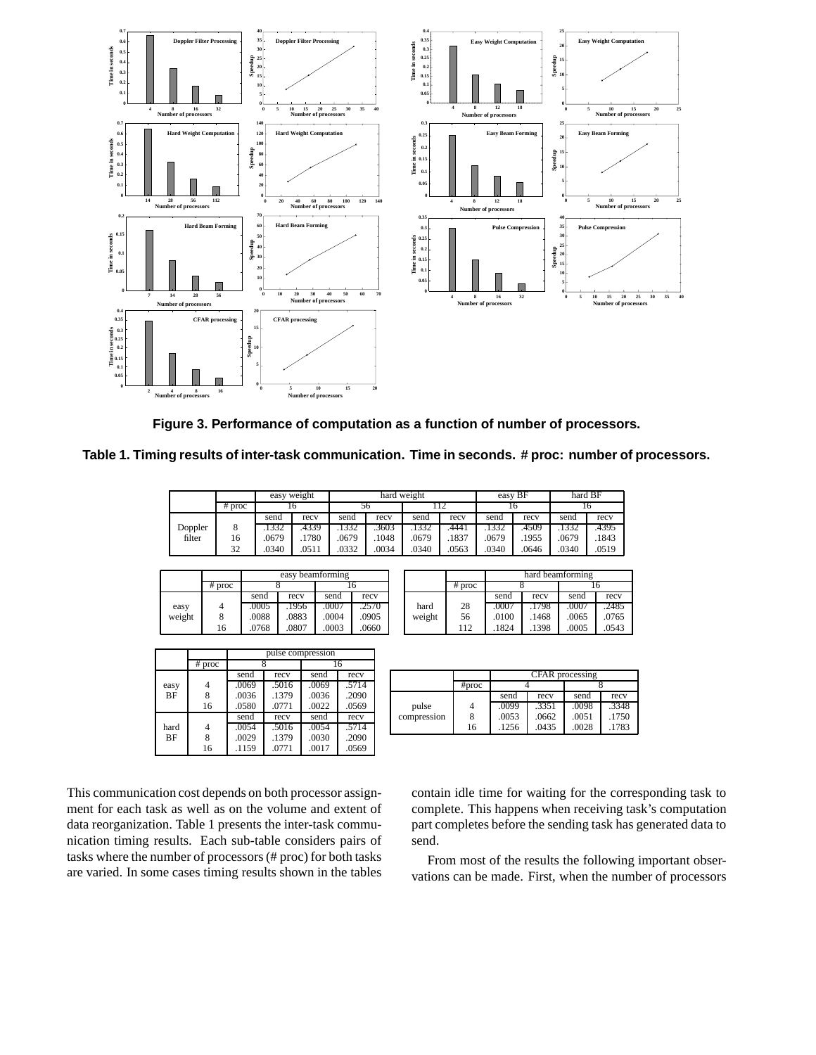**Figure 3. Performance of computation as a function of number of processors.**

**Table 1. Timing results of inter-task communication. Time in seconds. # proc: number of processors.**

| | | easy weight | | hard weight | | | | easy BF | | hard BF | |
|---|---|---|---|---|---|---|---|---|---|---|---|
| | # proc | 16 | | 56 | | 112 | | 16 | | 16 | |
| | | send | recv | send | recv | send | recv | send | recv | send | recv |
| Doppler filter | 8 | .1332 | .4339 | .1332 | .3603 | .1332 | .4441 | .1332 | .4509 | .1332 | .4395 |
| | 16 | .0679 | .1780 | .0679 | .1048 | .0679 | .1837 | .0679 | .1955 | .0679 | .1843 |
| | 32 | .0340 | .0511 | .0332 | .0034 | .0340 | .0563 | .0340 | .0646 | .0340 | .0519 |

| | | easy beamforming | | | |
|---|---|---|---|---|---|
| | # proc | 8 | | 16 | |
| | | send | recv | send | recv |
| easy weight | 4 | .0005 | .1956 | .0007 | .2570 |
| | 8 | .0088 | .0883 | .0004 | .0905 |
| | 16 | .0768 | .0807 | .0003 | .0660 |

| | | hard beamforming | | | |
|---|---|---|---|---|---|
| | # proc | 8 | | 16 | |
| | | send | recv | send | recv |
| hard weight | 28 | .0007 | .1798 | .0007 | .2485 |
| | 56 | .0100 | .1468 | .0065 | .0765 |
| | 112 | .1824 | .1398 | .0005 | .0543 |

| | | pulse compression | | | |
|---|---|---|---|---|---|
| | # proc | 8 | | 16 | |
| | | send | recv | send | recv |
| easy BF | 4 | .0069 | .5016 | .0069 | .5714 |
| | 8 | .0036 | .1379 | .0036 | .2090 |
| | 16 | .0580 | .0771 | .0022 | .0569 |
| | | send | recv | send | recv |
| hard BF | 4 | .0054 | .5016 | .0054 | .5714 |
| | 8 | .0029 | .1379 | .0030 | .2090 |
| | 16 | .1159 | .0771 | .0017 | .0569 |

| | | CFAR processing | | | |
|---|---|---|---|---|---|
| | #proc | 4 | | 8 | |
| | | send | recv | send | recv |
| pulse compression | 4 | .0099 | .3351 | .0098 | .3348 |
| | 8 | .0053 | .0662 | .0051 | .1750 |
| | 16 | .1256 | .0435 | .0028 | .1783 |

This communication cost depends on both processor assignment for each task as well as on the volume and extent of data reorganization. Table 1 presents the inter-task communication timing results. Each sub-table considers pairs of tasks where the number of processors (# proc) for both tasks are varied. In some cases timing results shown in the tables contain idle time for waiting for the corresponding task to complete. This happens when receiving task's computation part completes before the sending task has generated data to send.

From most of the results the following important observations can be made. First, when the number of processors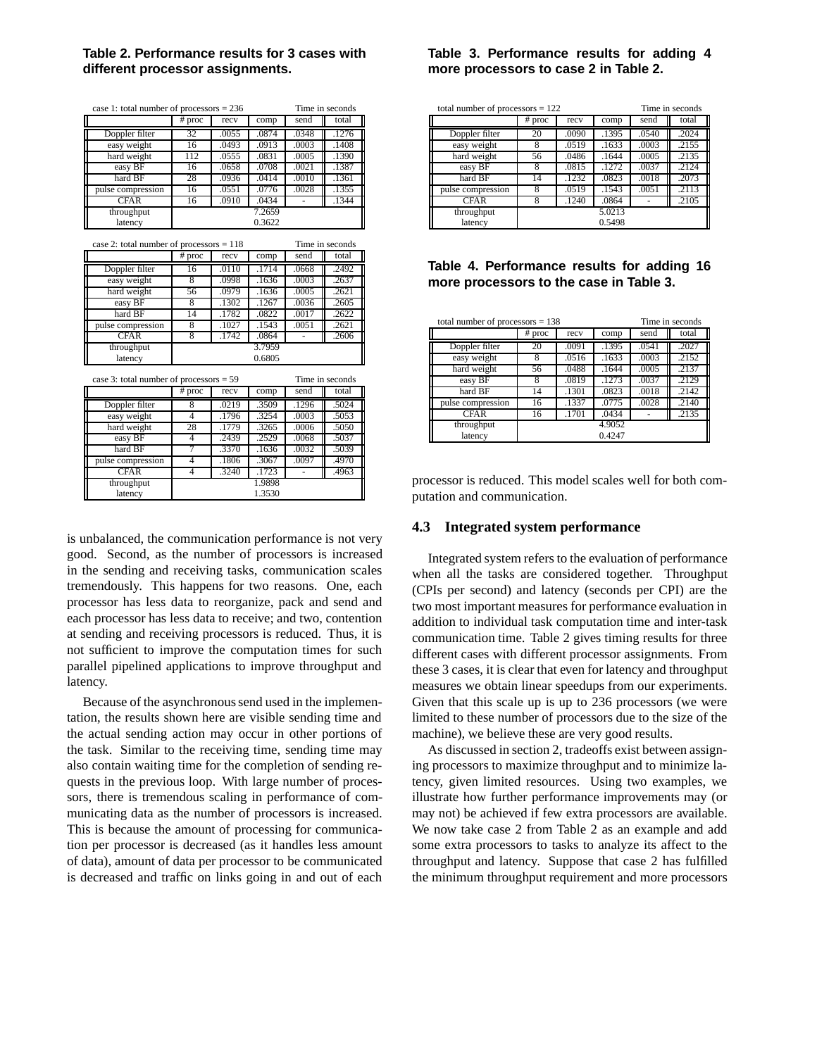**Table 2. Performance results for 3 cases with different processor assignments.**

case 1: total number of processors = 236 (Time in seconds)

| | # proc | recv | comp | send | total |
|---|---|---|---|---|---|
| Doppler filter | 32 | .0055 | .0874 | .0348 | .1276 |
| easy weight | 16 | .0493 | .0913 | .0003 | .1408 |
| hard weight | 112 | .0555 | .0831 | .0005 | .1390 |
| easy BF | 16 | .0658 | .0708 | .0021 | .1387 |
| hard BF | 28 | .0936 | .0414 | .0010 | .1361 |
| pulse compression | 16 | .0551 | .0776 | .0028 | .1355 |
| CFAR | 16 | .0910 | .0434 | - | .1344 |
| throughput | 7.2659 | | | | |
| latency | 0.3622 | | | | |

case 2: total number of processors = 118 (Time in seconds)

| | # proc | recv | comp | send | total |
|---|---|---|---|---|---|
| Doppler filter | 16 | .0110 | .1714 | .0668 | .2492 |
| easy weight | 8 | .0998 | .1636 | .0003 | .2637 |
| hard weight | 56 | .0979 | .1636 | .0005 | .2621 |
| easy BF | 8 | .1302 | .1267 | .0036 | .2605 |
| hard BF | 14 | .1782 | .0822 | .0017 | .2622 |
| pulse compression | 8 | .1027 | .1543 | .0051 | .2621 |
| CFAR | 8 | .1742 | .0864 | - | .2606 |
| throughput | 3.7959 | | | | |
| latency | 0.6805 | | | | |

case 3: total number of processors = 59 (Time in seconds)

| | # proc | recv | comp | send | total |
|---|---|---|---|---|---|
| Doppler filter | 8 | .0219 | .3509 | .1296 | .5024 |
| easy weight | 4 | .1796 | .3254 | .0003 | .5053 |
| hard weight | 28 | .1779 | .3265 | .0006 | .5050 |
| easy BF | 4 | .2439 | .2529 | .0068 | .5037 |
| hard BF | 7 | .3370 | .1636 | .0032 | .5039 |
| pulse compression | 4 | .1806 | .3067 | .0097 | .4970 |
| CFAR | 4 | .3240 | .1723 | - | .4963 |
| throughput | 1.9898 | | | | |
| latency | 1.3530 | | | | |

is unbalanced, the communication performance is not very good. Second, as the number of processors is increased in the sending and receiving tasks, communication scales tremendously. This happens for two reasons. One, each processor has less data to reorganize, pack and send and each processor has less data to receive; and two, contention at sending and receiving processors is reduced. Thus, it is not sufficient to improve the computation times for such parallel pipelined applications to improve throughput and latency.

Because of the asynchronous send used in the implementation, the results shown here are visible sending time and the actual sending action may occur in other portions of the task. Similar to the receiving time, sending time may also contain waiting time for the completion of sending requests in the previous loop. With large number of processors, there is tremendous scaling in performance of communicating data as the number of processors is increased. This is because the amount of processing for communication per processor is decreased (as it handles less amount of data), amount of data per processor to be communicated is decreased and traffic on links going in and out of each

**Table 3. Performance results for adding 4 more processors to case 2 in Table 2.**

total number of processors = 122 (Time in seconds)

| | # proc | recv | comp | send | total |
|---|---|---|---|---|---|
| Doppler filter | 20 | .0090 | .1395 | .0540 | .2024 |
| easy weight | 8 | .0519 | .1633 | .0003 | .2155 |
| hard weight | 56 | .0486 | .1644 | .0005 | .2135 |
| easy BF | 8 | .0815 | .1272 | .0037 | .2124 |
| hard BF | 14 | .1232 | .0823 | .0018 | .2073 |
| pulse compression | 8 | .0519 | .1543 | .0051 | .2113 |
| CFAR | 8 | .1240 | .0864 | - | .2105 |
| throughput | 5.0213 | | | | |
| latency | 0.5498 | | | | |

**Table 4. Performance results for adding 16 more processors to the case in Table 3.**

total number of processors = 138 (Time in seconds)

| | # proc | recv | comp | send | total |
|---|---|---|---|---|---|
| Doppler filter | 20 | .0091 | .1395 | .0541 | .2027 |
| easy weight | 8 | .0516 | .1633 | .0003 | .2152 |
| hard weight | 56 | .0488 | .1644 | .0005 | .2137 |
| easy BF | 8 | .0819 | .1273 | .0037 | .2129 |
| hard BF | 14 | .1301 | .0823 | .0018 | .2142 |
| pulse compression | 16 | .1337 | .0775 | .0028 | .2140 |
| CFAR | 16 | .1701 | .0434 | - | .2135 |
| throughput | 4.9052 | | | | |
| latency | 0.4247 | | | | |

processor is reduced. This model scales well for both computation and communication.

### 4.3 Integrated system performance

Integrated system refers to the evaluation of performance when all the tasks are considered together. Throughput (CPIs per second) and latency (seconds per CPI) are the two most important measures for performance evaluation in addition to individual task computation time and inter-task communication time. Table 2 gives timing results for three different cases with different processor assignments. From these 3 cases, it is clear that even for latency and throughput measures we obtain linear speedups from our experiments. Given that this scale up is up to 236 processors (we were limited to these number of processors due to the size of the machine), we believe these are very good results.

As discussed in section 2, tradeoffs exist between assigning processors to maximize throughput and to minimize latency, given limited resources. Using two examples, we illustrate how further performance improvements may (or may not) be achieved if few extra processors are available. We now take case 2 from Table 2 as an example and add some extra processors to tasks to analyze its affect to the throughput and latency. Suppose that case 2 has fulfilled the minimum throughput requirement and more processors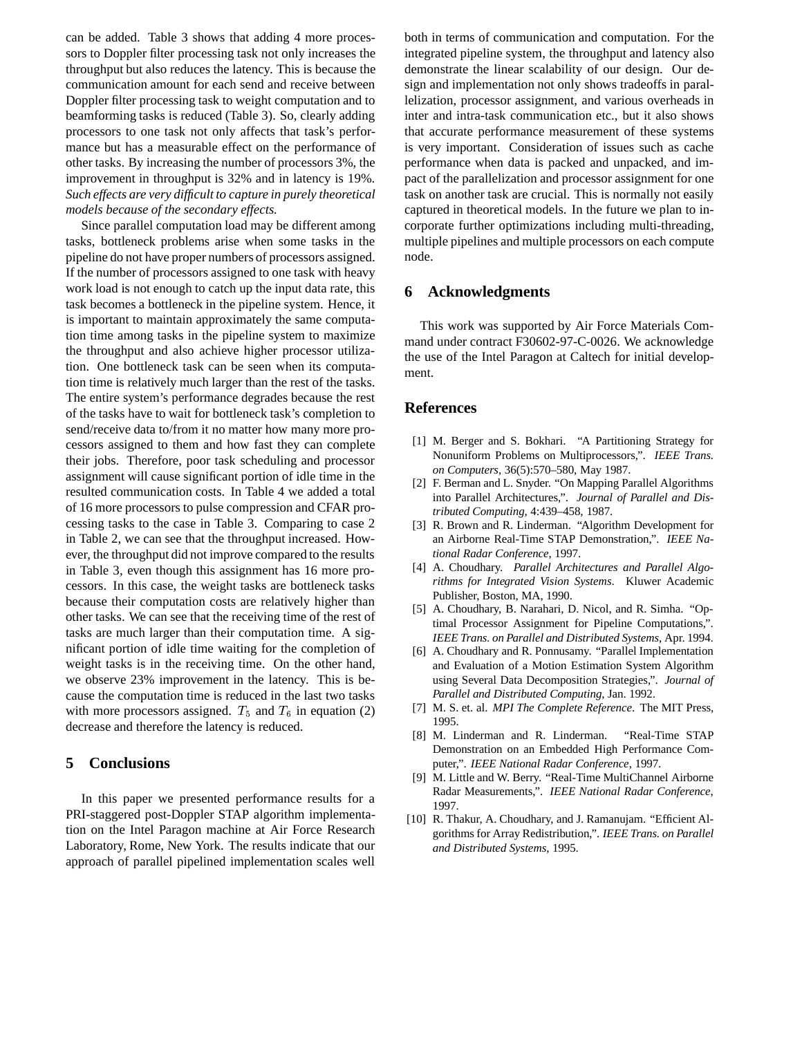can be added. Table 3 shows that adding 4 more processors to Doppler filter processing task not only increases the throughput but also reduces the latency. This is because the communication amount for each send and receive between Doppler filter processing task to weight computation and to beamforming tasks is reduced (Table 3). So, clearly adding processors to one task not only affects that task's performance but has a measurable effect on the performance of other tasks. By increasing the number of processors 3%, the improvement in throughput is 32% and in latency is 19%. *Such effects are very difficult to capture in purely theoretical models because of the secondary effects.*

Since parallel computation load may be different among tasks, bottleneck problems arise when some tasks in the pipeline do not have proper numbers of processors assigned. If the number of processors assigned to one task with heavy work load is not enough to catch up the input data rate, this task becomes a bottleneck in the pipeline system. Hence, it is important to maintain approximately the same computation time among tasks in the pipeline system to maximize the throughput and also achieve higher processor utilization. One bottleneck task can be seen when its computation time is relatively much larger than the rest of the tasks. The entire system's performance degrades because the rest of the tasks have to wait for bottleneck task's completion to send/receive data to/from it no matter how many more processors assigned to them and how fast they can complete their jobs. Therefore, poor task scheduling and processor assignment will cause significant portion of idle time in the resulted communication costs. In Table 4 we added a total of 16 more processors to pulse compression and CFAR processing tasks to the case in Table 3. Comparing to case 2 in Table 2, we can see that the throughput increased. However, the throughput did not improve compared to the results in Table 3, even though this assignment has 16 more processors. In this case, the weight tasks are bottleneck tasks because their computation costs are relatively higher than other tasks. We can see that the receiving time of the rest of tasks are much larger than their computation time. A significant portion of idle time waiting for the completion of weight tasks is in the receiving time. On the other hand, we observe 23% improvement in the latency. This is because the computation time is reduced in the last two tasks with more processors assigned. $T_5$ and $T_6$ in equation (2) decrease and therefore the latency is reduced.

## 5 Conclusions

In this paper we presented performance results for a PRI-staggered post-Doppler STAP algorithm implementation on the Intel Paragon machine at Air Force Research Laboratory, Rome, New York. The results indicate that our approach of parallel pipelined implementation scales well both in terms of communication and computation. For the integrated pipeline system, the throughput and latency also demonstrate the linear scalability of our design. Our design and implementation not only shows tradeoffs in parallelization, processor assignment, and various overheads in inter and intra-task communication etc., but it also shows that accurate performance measurement of these systems is very important. Consideration of issues such as cache performance when data is packed and unpacked, and impact of the parallelization and processor assignment for one task on another task are crucial. This is normally not easily captured in theoretical models. In the future we plan to incorporate further optimizations including multi-threading, multiple pipelines and multiple processors on each compute node.

## 6 Acknowledgments

This work was supported by Air Force Materials Command under contract F30602-97-C-0026. We acknowledge the use of the Intel Paragon at Caltech for initial development.

## References

[1] M. Berger and S. Bokhari. "A Partitioning Strategy for Nonuniform Problems on Multiprocessors,". *IEEE Trans. on Computers*, 36(5):570–580, May 1987.

[2] F. Berman and L. Snyder. "On Mapping Parallel Algorithms into Parallel Architectures,". *Journal of Parallel and Distributed Computing*, 4:439–458, 1987.

[3] R. Brown and R. Linderman. "Algorithm Development for an Airborne Real-Time STAP Demonstration,". *IEEE National Radar Conference*, 1997.

[4] A. Choudhary. *Parallel Architectures and Parallel Algorithms for Integrated Vision Systems*. Kluwer Academic Publisher, Boston, MA, 1990.

[5] A. Choudhary, B. Narahari, D. Nicol, and R. Simha. "Optimal Processor Assignment for Pipeline Computations,". *IEEE Trans. on Parallel and Distributed Systems*, Apr. 1994.

[6] A. Choudhary and R. Ponnusamy. "Parallel Implementation and Evaluation of a Motion Estimation System Algorithm using Several Data Decomposition Strategies,". *Journal of Parallel and Distributed Computing*, Jan. 1992.

[7] M. S. et. al. *MPI The Complete Reference*. The MIT Press, 1995.

[8] M. Linderman and R. Linderman. "Real-Time STAP Demonstration on an Embedded High Performance Computer,". *IEEE National Radar Conference*, 1997.

[9] M. Little and W. Berry. "Real-Time MultiChannel Airborne Radar Measurements,". *IEEE National Radar Conference*, 1997.

[10] R. Thakur, A. Choudhary, and J. Ramanujam. "Efficient Algorithms for Array Redistribution,". *IEEE Trans. on Parallel and Distributed Systems*, 1995.